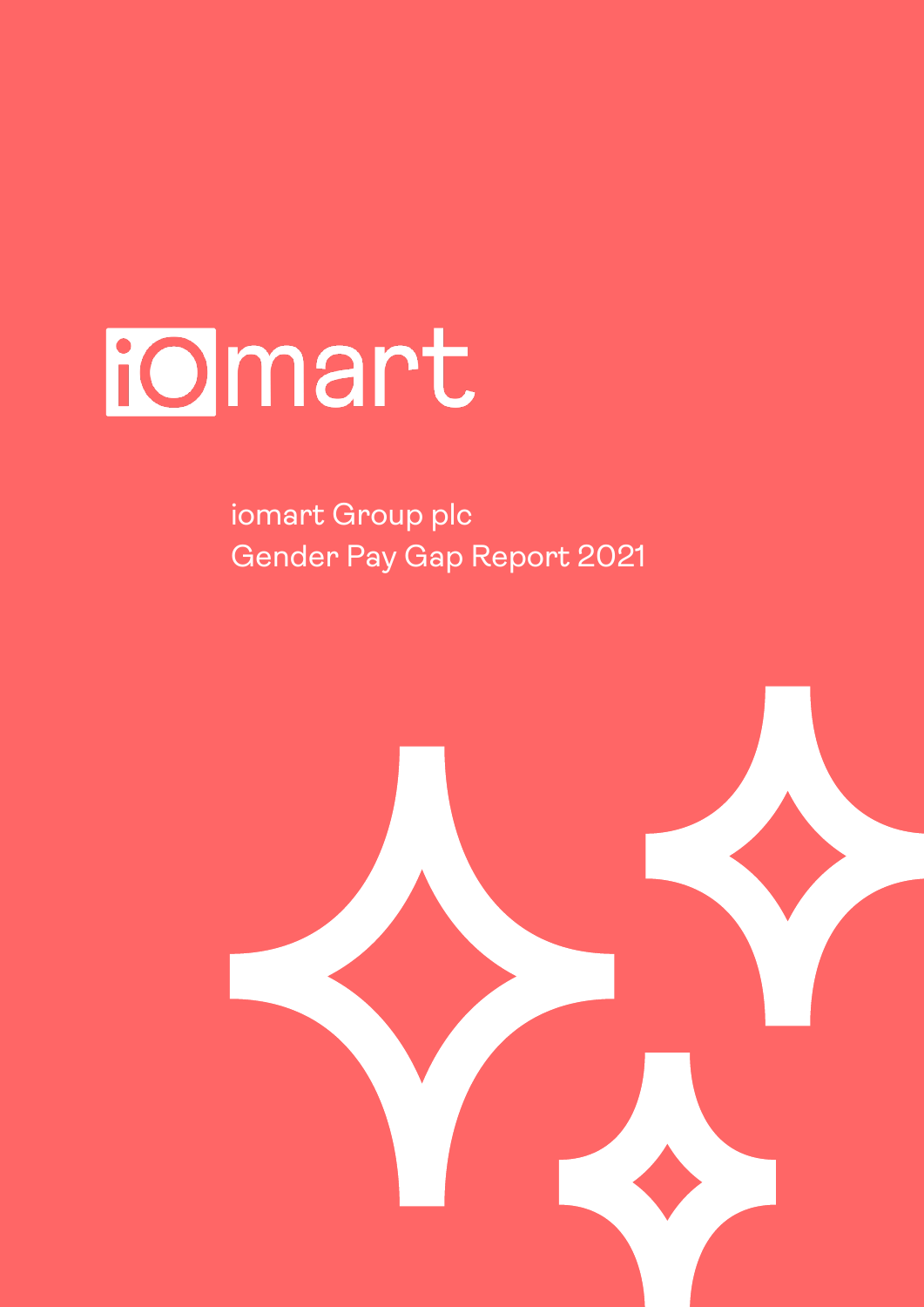iomart

# iomart Group plc
# Gender Pay Gap Report 2021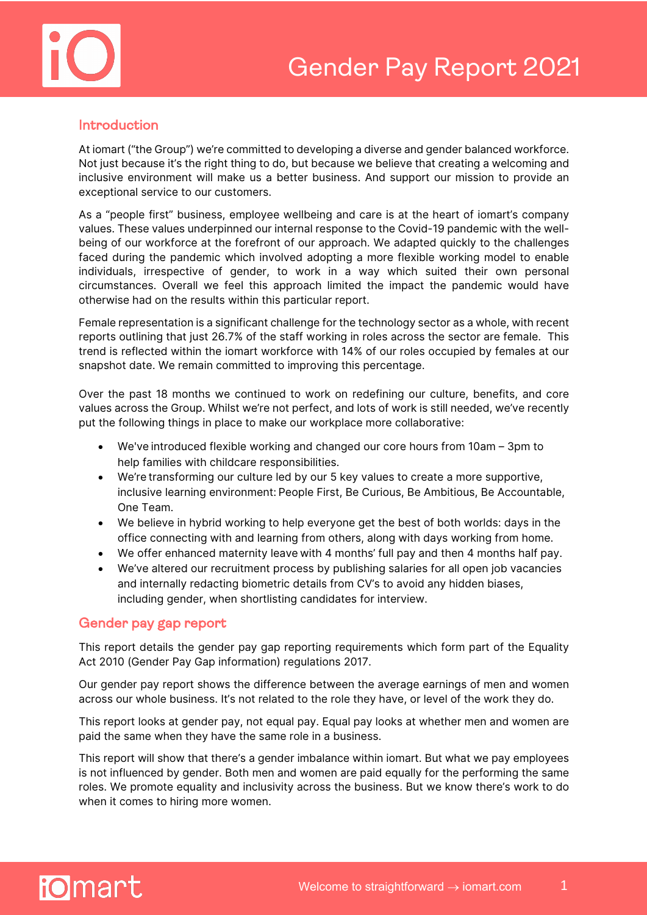# Gender Pay Report 2021

## Introduction

At iomart ("the Group") we're committed to developing a diverse and gender balanced workforce. Not just because it's the right thing to do, but because we believe that creating a welcoming and inclusive environment will make us a better business. And support our mission to provide an exceptional service to our customers.

As a "people first" business, employee wellbeing and care is at the heart of iomart's company values. These values underpinned our internal response to the Covid-19 pandemic with the well-being of our workforce at the forefront of our approach. We adapted quickly to the challenges faced during the pandemic which involved adopting a more flexible working model to enable individuals, irrespective of gender, to work in a way which suited their own personal circumstances. Overall we feel this approach limited the impact the pandemic would have otherwise had on the results within this particular report.

Female representation is a significant challenge for the technology sector as a whole, with recent reports outlining that just 26.7% of the staff working in roles across the sector are female. This trend is reflected within the iomart workforce with 14% of our roles occupied by females at our snapshot date. We remain committed to improving this percentage.

Over the past 18 months we continued to work on redefining our culture, benefits, and core values across the Group. Whilst we're not perfect, and lots of work is still needed, we've recently put the following things in place to make our workplace more collaborative:

- We've introduced flexible working and changed our core hours from 10am – 3pm to help families with childcare responsibilities.
- We're transforming our culture led by our 5 key values to create a more supportive, inclusive learning environment: People First, Be Curious, Be Ambitious, Be Accountable, One Team.
- We believe in hybrid working to help everyone get the best of both worlds: days in the office connecting with and learning from others, along with days working from home.
- We offer enhanced maternity leave with 4 months' full pay and then 4 months half pay.
- We've altered our recruitment process by publishing salaries for all open job vacancies and internally redacting biometric details from CV's to avoid any hidden biases, including gender, when shortlisting candidates for interview.

## Gender pay gap report

This report details the gender pay gap reporting requirements which form part of the Equality Act 2010 (Gender Pay Gap information) regulations 2017.

Our gender pay report shows the difference between the average earnings of men and women across our whole business. It's not related to the role they have, or level of the work they do.

This report looks at gender pay, not equal pay. Equal pay looks at whether men and women are paid the same when they have the same role in a business.

This report will show that there's a gender imbalance within iomart. But what we pay employees is not influenced by gender. Both men and women are paid equally for the performing the same roles. We promote equality and inclusivity across the business. But we know there's work to do when it comes to hiring more women.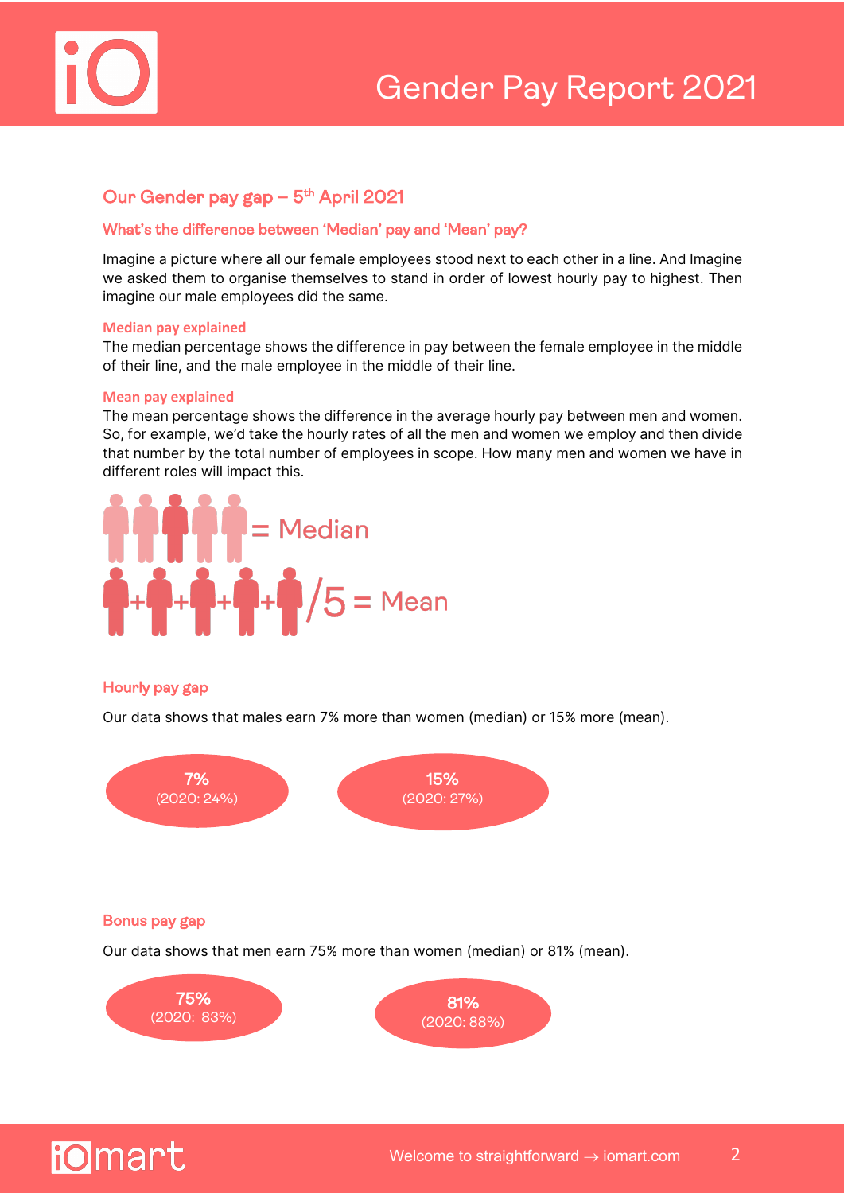## Our Gender pay gap – 5th April 2021

### What's the difference between 'Median' pay and 'Mean' pay?

Imagine a picture where all our female employees stood next to each other in a line. And Imagine we asked them to organise themselves to stand in order of lowest hourly pay to highest. Then imagine our male employees did the same.

#### Median pay explained

The median percentage shows the difference in pay between the female employee in the middle of their line, and the male employee in the middle of their line.

#### Mean pay explained

The mean percentage shows the difference in the average hourly pay between men and women. So, for example, we'd take the hourly rates of all the men and women we employ and then divide that number by the total number of employees in scope. How many men and women we have in different roles will impact this.

= Median

+ + + + /5 = Mean

### Hourly pay gap

Our data shows that males earn 7% more than women (median) or 15% more (mean).

**7%**
(2020: 24%)

**15%**
(2020: 27%)

### Bonus pay gap

Our data shows that men earn 75% more than women (median) or 81% (mean).

**75%**
(2020: 83%)

**81%**
(2020: 88%)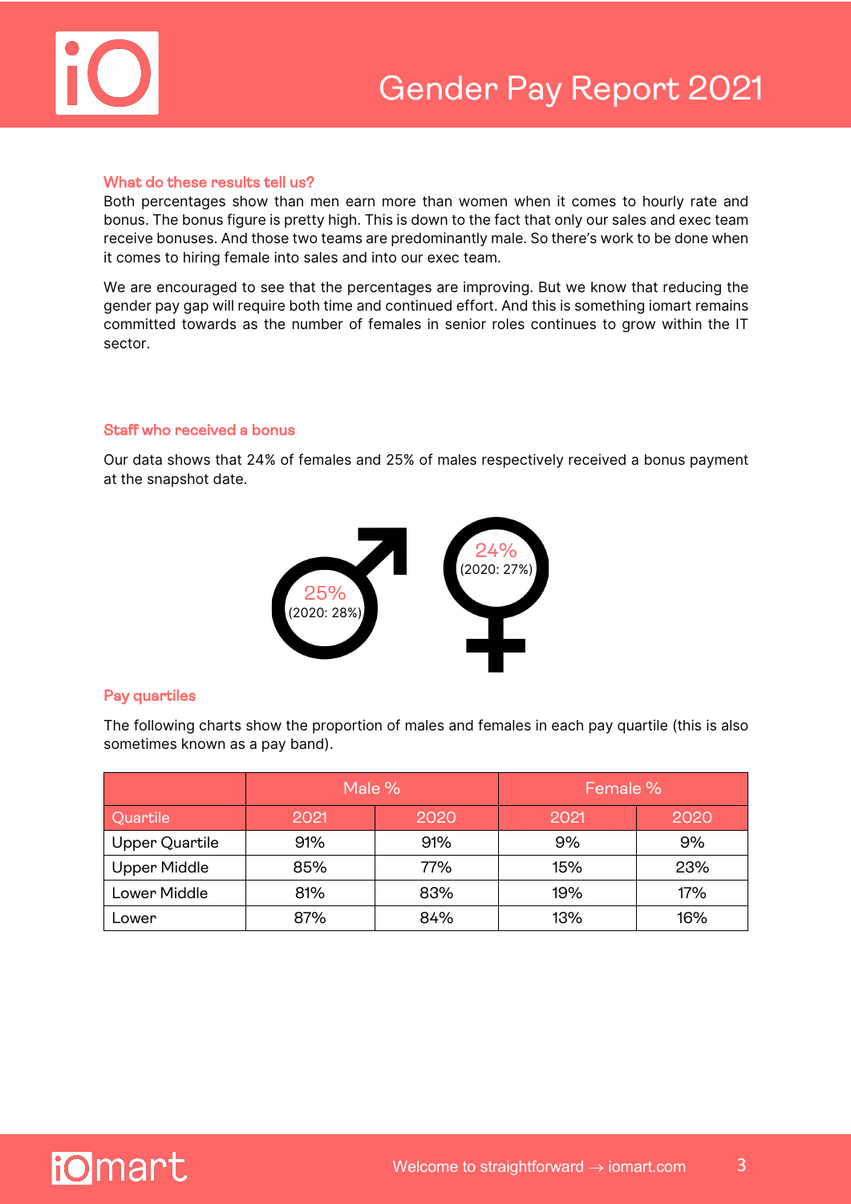# Gender Pay Report 2021

### What do these results tell us?

Both percentages show than men earn more than women when it comes to hourly rate and bonus. The bonus figure is pretty high. This is down to the fact that only our sales and exec team receive bonuses. And those two teams are predominantly male. So there's work to be done when it comes to hiring female into sales and into our exec team.

We are encouraged to see that the percentages are improving. But we know that reducing the gender pay gap will require both time and continued effort. And this is something iomart remains committed towards as the number of females in senior roles continues to grow within the IT sector.

### Staff who received a bonus

Our data shows that 24% of females and 25% of males respectively received a bonus payment at the snapshot date.

Male: 25% (2020: 28%)

Female: 24% (2020: 27%)

### Pay quartiles

The following charts show the proportion of males and females in each pay quartile (this is also sometimes known as a pay band).

| | Male % | | Female % | |
|---|---|---|---|---|
| Quartile | 2021 | 2020 | 2021 | 2020 |
| Upper Quartile | 91% | 91% | 9% | 9% |
| Upper Middle | 85% | 77% | 15% | 23% |
| Lower Middle | 81% | 83% | 19% | 17% |
| Lower | 87% | 84% | 13% | 16% |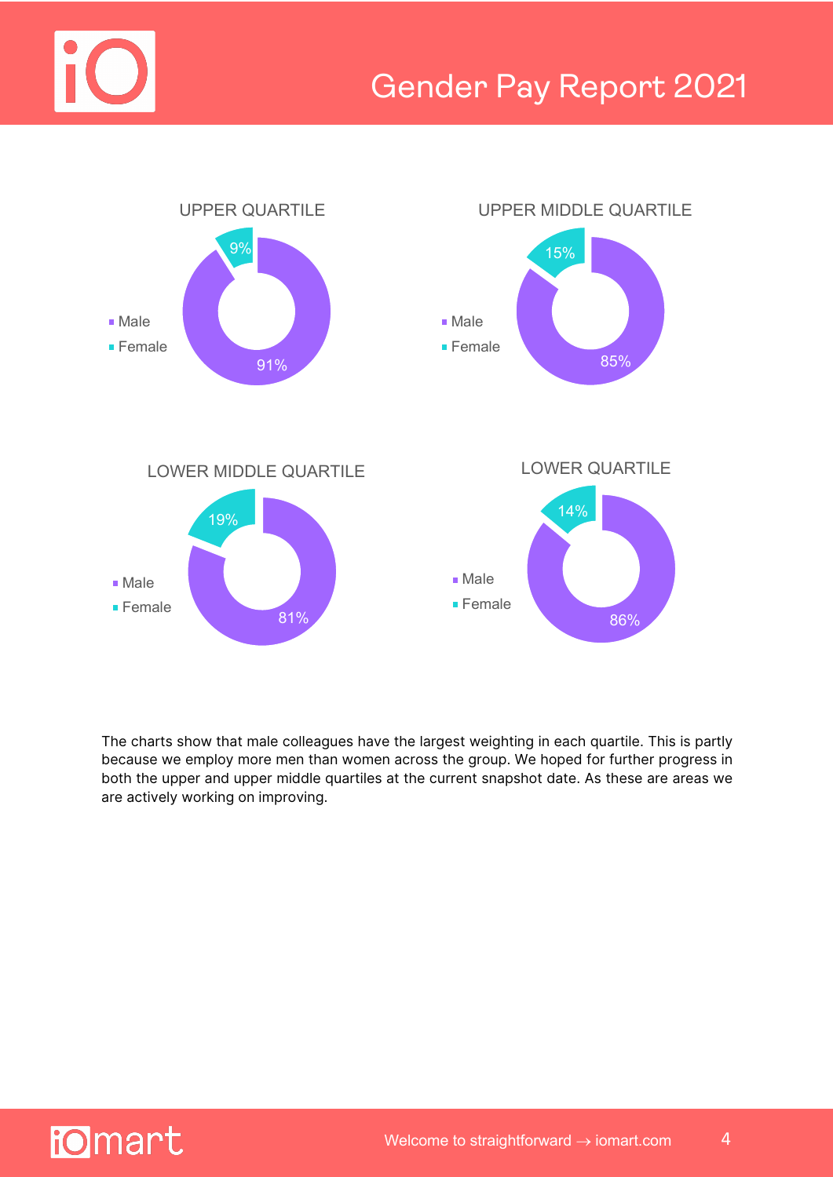### UPPER QUARTILE

- Male: 91%
- Female: 9%

### UPPER MIDDLE QUARTILE

- Male: 85%
- Female: 15%

### LOWER MIDDLE QUARTILE

- Male: 81%
- Female: 19%

### LOWER QUARTILE

- Male: 86%
- Female: 14%

The charts show that male colleagues have the largest weighting in each quartile. This is partly because we employ more men than women across the group. We hoped for further progress in both the upper and upper middle quartiles at the current snapshot date. As these are areas we are actively working on improving.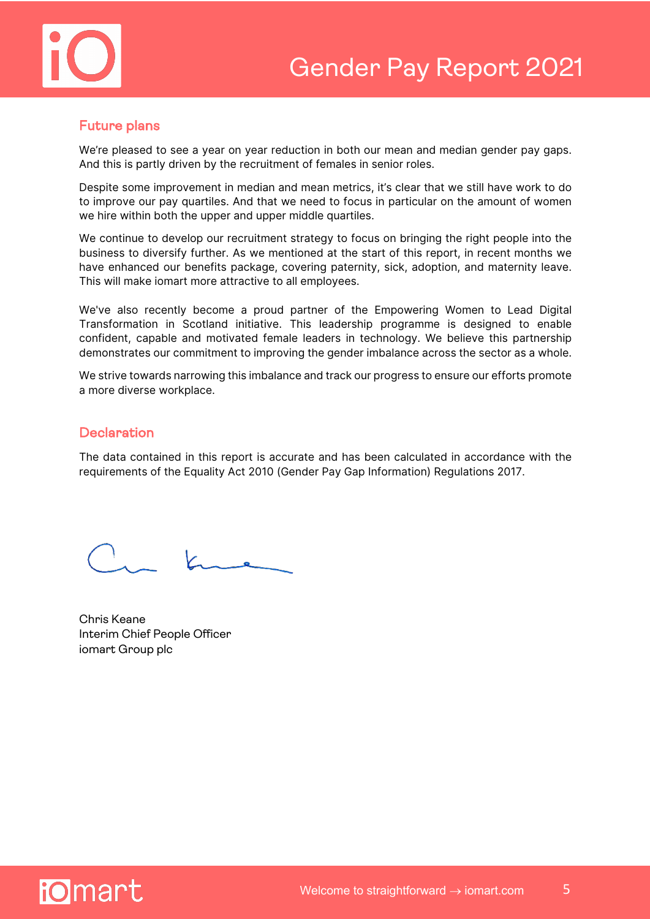## Future plans

We're pleased to see a year on year reduction in both our mean and median gender pay gaps. And this is partly driven by the recruitment of females in senior roles.

Despite some improvement in median and mean metrics, it's clear that we still have work to do to improve our pay quartiles. And that we need to focus in particular on the amount of women we hire within both the upper and upper middle quartiles.

We continue to develop our recruitment strategy to focus on bringing the right people into the business to diversify further. As we mentioned at the start of this report, in recent months we have enhanced our benefits package, covering paternity, sick, adoption, and maternity leave. This will make iomart more attractive to all employees.

We've also recently become a proud partner of the Empowering Women to Lead Digital Transformation in Scotland initiative. This leadership programme is designed to enable confident, capable and motivated female leaders in technology. We believe this partnership demonstrates our commitment to improving the gender imbalance across the sector as a whole.

We strive towards narrowing this imbalance and track our progress to ensure our efforts promote a more diverse workplace.

## Declaration

The data contained in this report is accurate and has been calculated in accordance with the requirements of the Equality Act 2010 (Gender Pay Gap Information) Regulations 2017.

Chris Keane
Interim Chief People Officer
iomart Group plc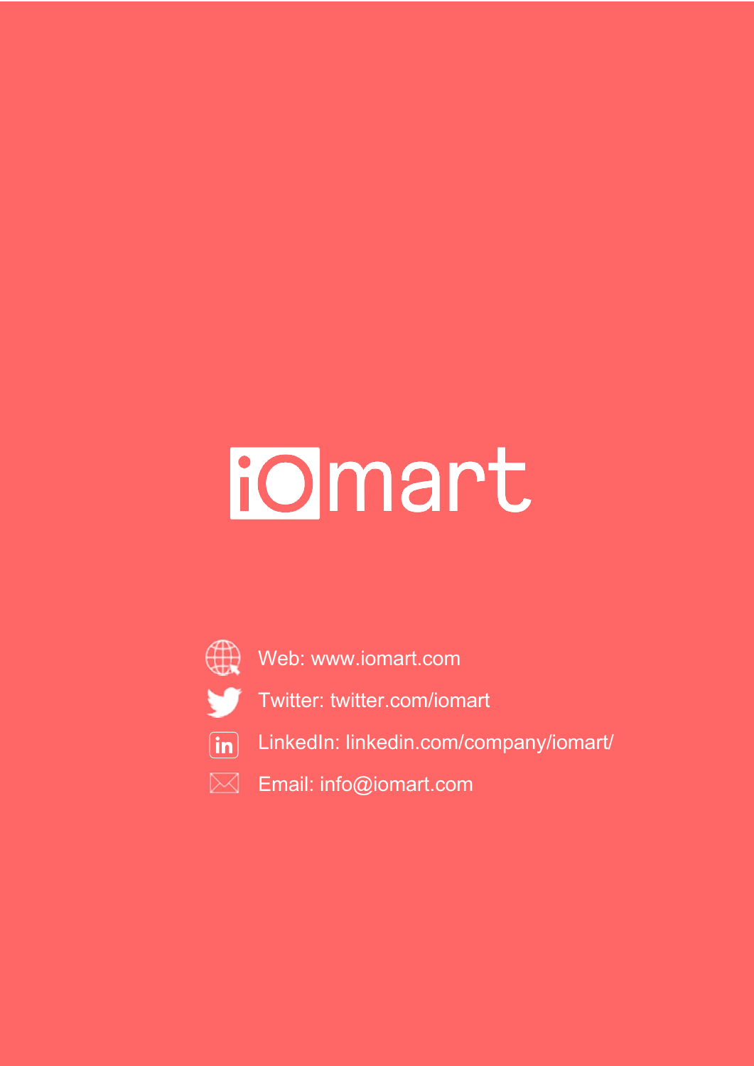iomart

Web: www.iomart.com

Twitter: twitter.com/iomart

LinkedIn: linkedin.com/company/iomart/

Email: info@iomart.com